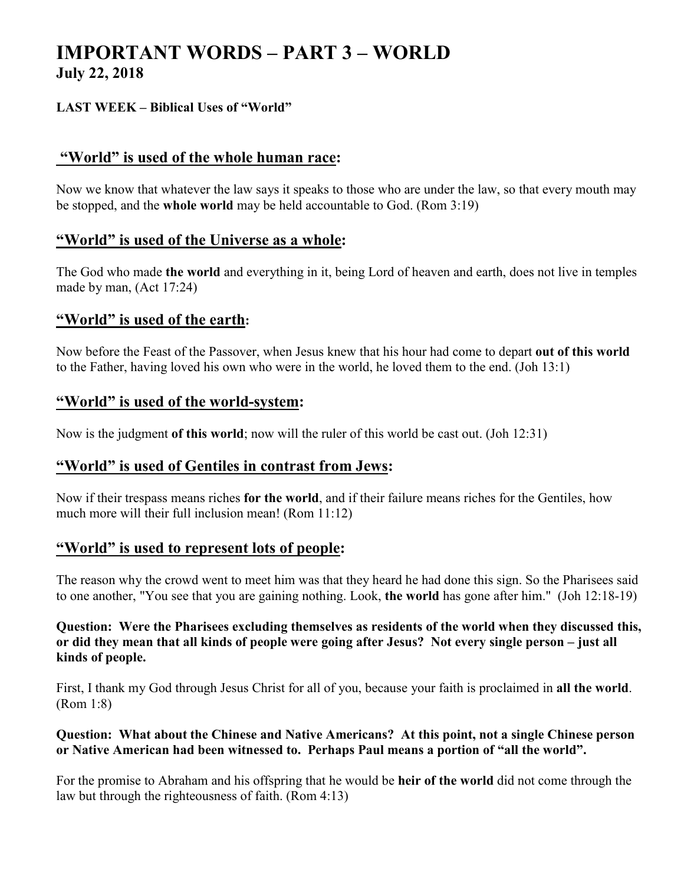# IMPORTANT WORDS – PART 3 – WORLD

## July 22, 2018

**LAST WEEK – Biblical Uses of "World"**

## "World" is used of the whole human race:

Now we know that whatever the law says it speaks to those who are under the law, so that every mouth may be stopped, and the **whole world** may be held accountable to God. (Rom 3:19)

## "World" is used of the Universe as a whole:

The God who made **the world** and everything in it, being Lord of heaven and earth, does not live in temples made by man, (Act 17:24)

## "World" is used of the earth:

Now before the Feast of the Passover, when Jesus knew that his hour had come to depart **out of this world** to the Father, having loved his own who were in the world, he loved them to the end. (Joh 13:1)

## "World" is used of the world-system:

Now is the judgment **of this world**; now will the ruler of this world be cast out. (Joh 12:31)

## "World" is used of Gentiles in contrast from Jews:

Now if their trespass means riches **for the world**, and if their failure means riches for the Gentiles, how much more will their full inclusion mean! (Rom 11:12)

## "World" is used to represent lots of people:

The reason why the crowd went to meet him was that they heard he had done this sign. So the Pharisees said to one another, "You see that you are gaining nothing. Look, **the world** has gone after him." (Joh 12:18-19)

**Question: Were the Pharisees excluding themselves as residents of the world when they discussed this, or did they mean that all kinds of people were going after Jesus? Not every single person – just all kinds of people.**

First, I thank my God through Jesus Christ for all of you, because your faith is proclaimed in **all the world**. (Rom 1:8)

**Question: What about the Chinese and Native Americans? At this point, not a single Chinese person or Native American had been witnessed to. Perhaps Paul means a portion of "all the world".**

For the promise to Abraham and his offspring that he would be **heir of the world** did not come through the law but through the righteousness of faith. (Rom 4:13)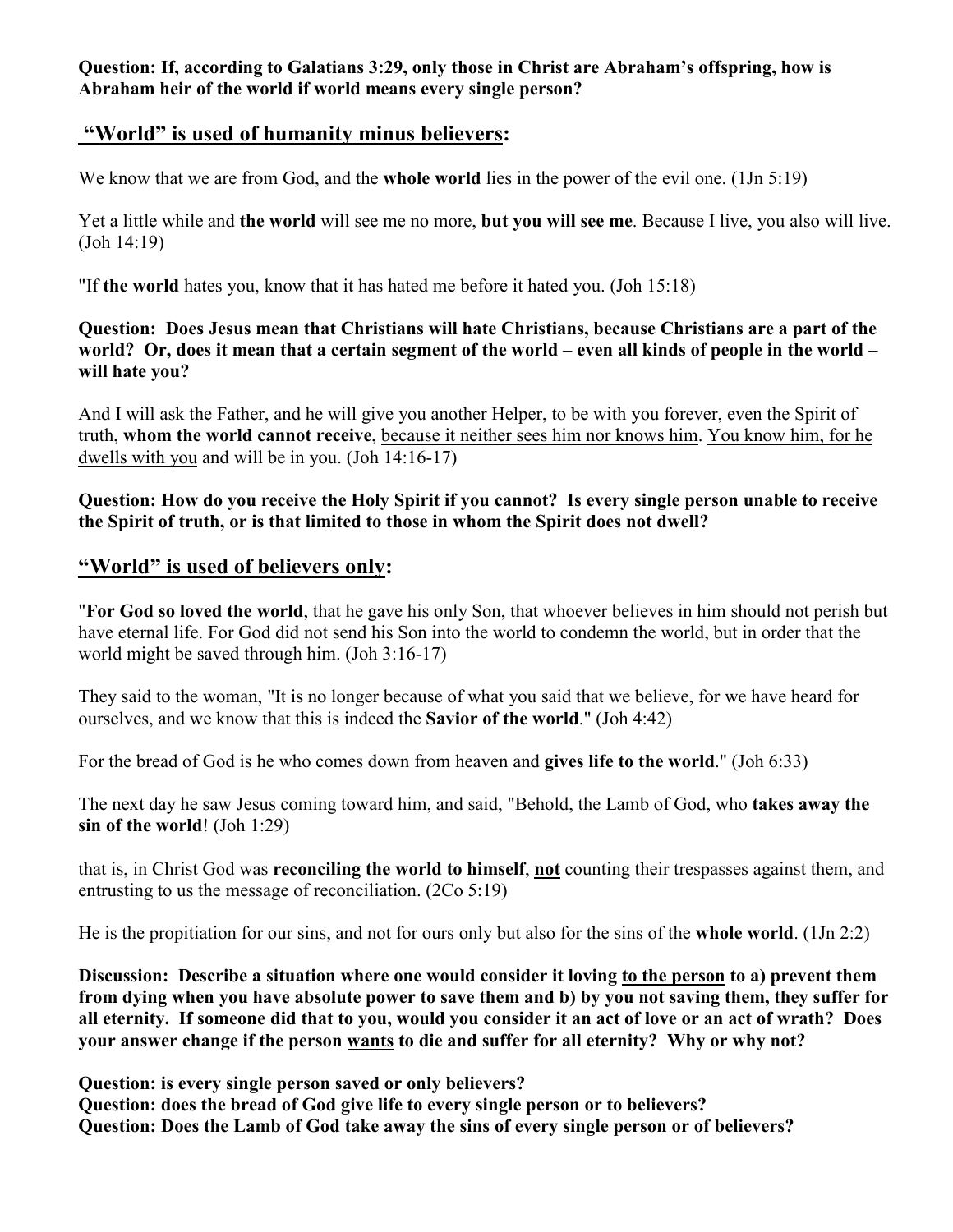**Question: If, according to Galatians 3:29, only those in Christ are Abraham's offspring, how is Abraham heir of the world if world means every single person?**

## "World" is used of humanity minus believers:

We know that we are from God, and the **whole world** lies in the power of the evil one. (1Jn 5:19)

Yet a little while and **the world** will see me no more, **but you will see me**. Because I live, you also will live. (Joh 14:19)

"If **the world** hates you, know that it has hated me before it hated you. (Joh 15:18)

**Question: Does Jesus mean that Christians will hate Christians, because Christians are a part of the world? Or, does it mean that a certain segment of the world – even all kinds of people in the world – will hate you?**

And I will ask the Father, and he will give you another Helper, to be with you forever, even the Spirit of truth, **whom the world cannot receive**, <u>because it neither sees him nor knows him</u>. <u>You know him, for he dwells with you</u> and will be in you. (Joh 14:16-17)

**Question: How do you receive the Holy Spirit if you cannot? Is every single person unable to receive the Spirit of truth, or is that limited to those in whom the Spirit does not dwell?**

## "World" is used of believers only:

"**For God so loved the world**, that he gave his only Son, that whoever believes in him should not perish but have eternal life. For God did not send his Son into the world to condemn the world, but in order that the world might be saved through him. (Joh 3:16-17)

They said to the woman, "It is no longer because of what you said that we believe, for we have heard for ourselves, and we know that this is indeed the **Savior of the world**." (Joh 4:42)

For the bread of God is he who comes down from heaven and **gives life to the world**." (Joh 6:33)

The next day he saw Jesus coming toward him, and said, "Behold, the Lamb of God, who **takes away the sin of the world**! (Joh 1:29)

that is, in Christ God was **reconciling the world to himself**, **<u>not</u>** counting their trespasses against them, and entrusting to us the message of reconciliation. (2Co 5:19)

He is the propitiation for our sins, and not for ours only but also for the sins of the **whole world**. (1Jn 2:2)

**Discussion: Describe a situation where one would consider it loving <u>to the person</u> to a) prevent them from dying when you have absolute power to save them and b) by you not saving them, they suffer for all eternity. If someone did that to you, would you consider it an act of love or an act of wrath? Does your answer change if the person <u>wants</u> to die and suffer for all eternity? Why or why not?**

**Question: is every single person saved or only believers?**
**Question: does the bread of God give life to every single person or to believers?**
**Question: Does the Lamb of God take away the sins of every single person or of believers?**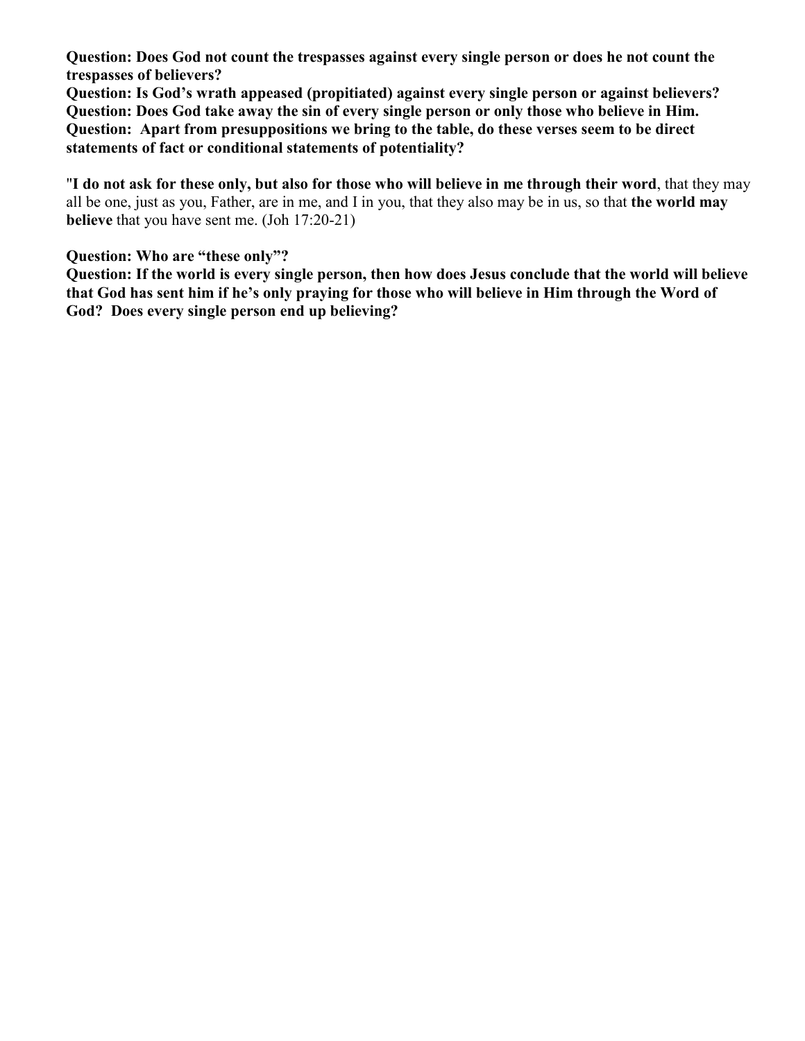**Question: Does God not count the trespasses against every single person or does he not count the trespasses of believers?**
**Question: Is God's wrath appeased (propitiated) against every single person or against believers?**
**Question: Does God take away the sin of every single person or only those who believe in Him.**
**Question: Apart from presuppositions we bring to the table, do these verses seem to be direct statements of fact or conditional statements of potentiality?**

"**I do not ask for these only, but also for those who will believe in me through their word**, that they may all be one, just as you, Father, are in me, and I in you, that they also may be in us, so that **the world may believe** that you have sent me. (Joh 17:20-21)

**Question: Who are "these only"?**
**Question: If the world is every single person, then how does Jesus conclude that the world will believe that God has sent him if he's only praying for those who will believe in Him through the Word of God? Does every single person end up believing?**